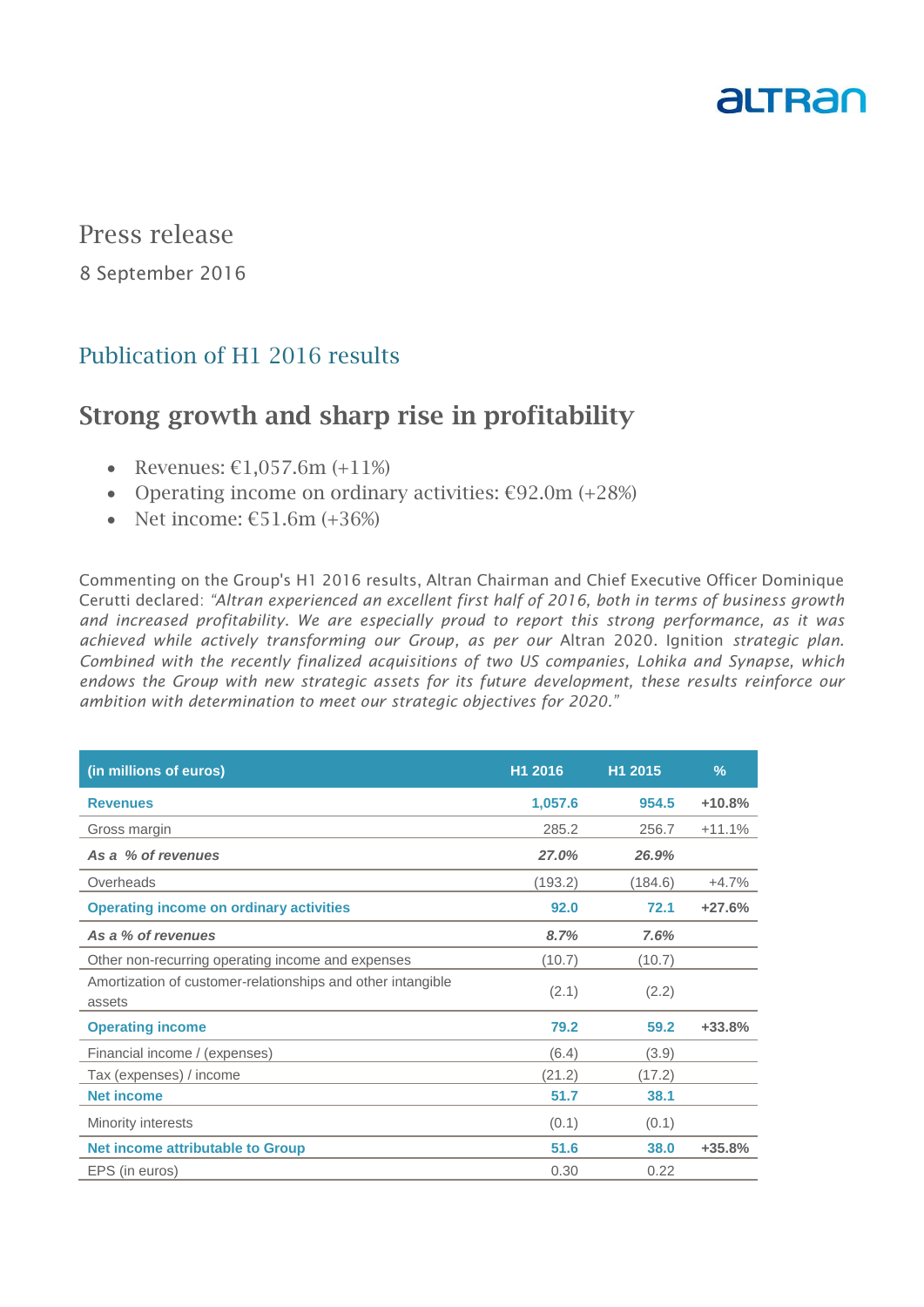Press release

8 September 2016

## Publication of H1 2016 results

# Strong growth and sharp rise in profitability

- Revenues: €1,057.6m (+11%)
- Operating income on ordinary activities: €92.0m (+28%)
- Net income: €51.6m (+36%)

Commenting on the Group's H1 2016 results, Altran Chairman and Chief Executive Officer Dominique Cerutti declared: *"Altran experienced an excellent first half of 2016, both in terms of business growth and increased profitability. We are especially proud to report this strong performance, as it was achieved while actively transforming our Group, as per our* Altran 2020. Ignition *strategic plan. Combined with the recently finalized acquisitions of two US companies, Lohika and Synapse, which endows the Group with new strategic assets for its future development, these results reinforce our ambition with determination to meet our strategic objectives for 2020."*

| (in millions of euros) | H1 2016 | H1 2015 | % |
|---|---|---|---|
| **Revenues** | **1,057.6** | **954.5** | **+10.8%** |
| Gross margin | 285.2 | 256.7 | +11.1% |
| ***As a % of revenues*** | ***27.0%*** | ***26.9%*** | |
| Overheads | (193.2) | (184.6) | +4.7% |
| **Operating income on ordinary activities** | **92.0** | **72.1** | **+27.6%** |
| ***As a % of revenues*** | ***8.7%*** | ***7.6%*** | |
| Other non-recurring operating income and expenses | (10.7) | (10.7) | |
| Amortization of customer-relationships and other intangible assets | (2.1) | (2.2) | |
| **Operating income** | **79.2** | **59.2** | **+33.8%** |
| Financial income / (expenses) | (6.4) | (3.9) | |
| Tax (expenses) / income | (21.2) | (17.2) | |
| **Net income** | **51.7** | **38.1** | |
| Minority interests | (0.1) | (0.1) | |
| **Net income attributable to Group** | **51.6** | **38.0** | **+35.8%** |
| EPS (in euros) | 0.30 | 0.22 | |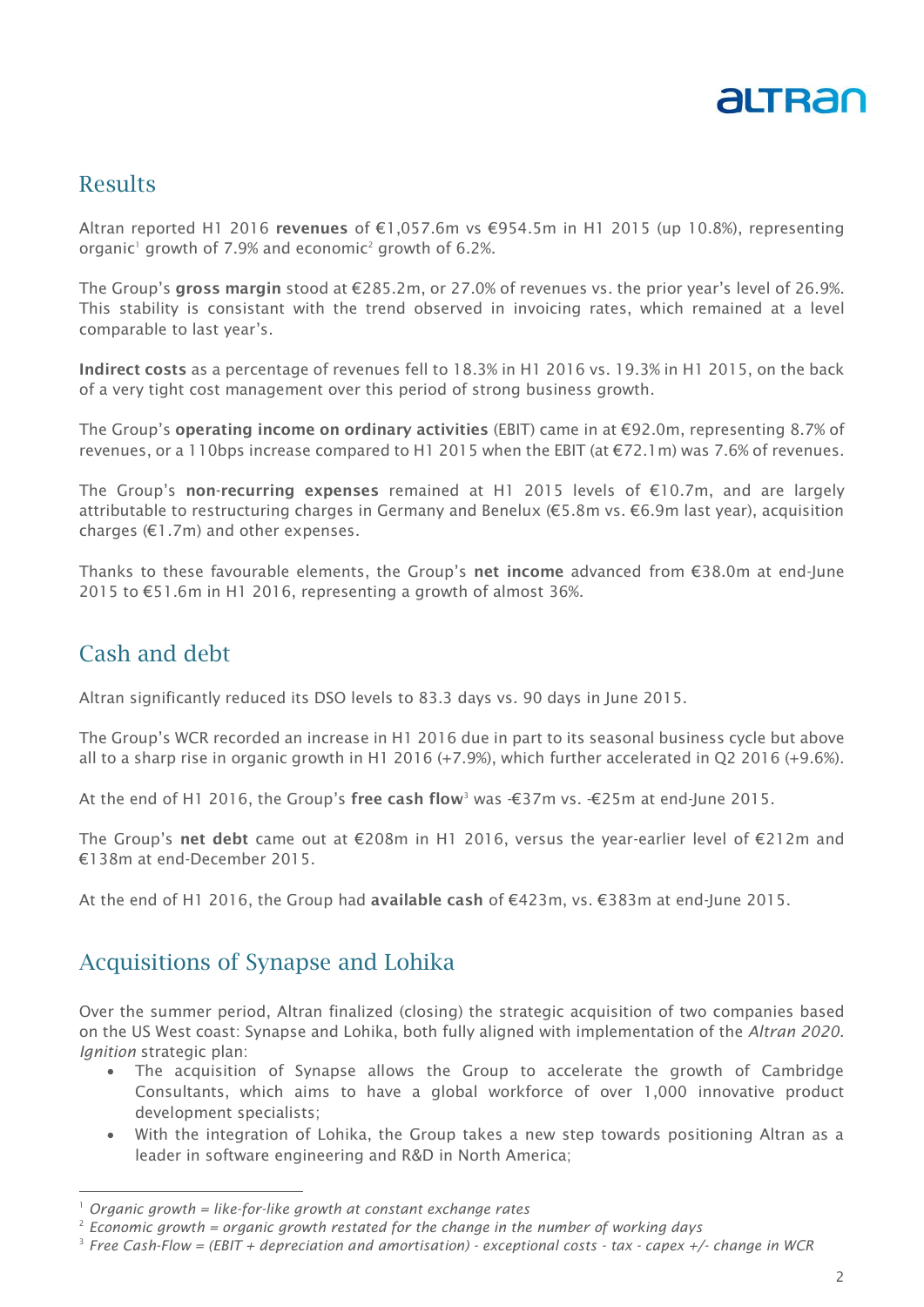## Results

Altran reported H1 2016 **revenues** of €1,057.6m vs €954.5m in H1 2015 (up 10.8%), representing organic[1] growth of 7.9% and economic[2] growth of 6.2%.

The Group's **gross margin** stood at €285.2m, or 27.0% of revenues vs. the prior year's level of 26.9%. This stability is consistant with the trend observed in invoicing rates, which remained at a level comparable to last year's.

**Indirect costs** as a percentage of revenues fell to 18.3% in H1 2016 vs. 19.3% in H1 2015, on the back of a very tight cost management over this period of strong business growth.

The Group's **operating income on ordinary activities** (EBIT) came in at €92.0m, representing 8.7% of revenues, or a 110bps increase compared to H1 2015 when the EBIT (at €72.1m) was 7.6% of revenues.

The Group's **non-recurring expenses** remained at H1 2015 levels of €10.7m, and are largely attributable to restructuring charges in Germany and Benelux (€5.8m vs. €6.9m last year), acquisition charges (€1.7m) and other expenses.

Thanks to these favourable elements, the Group's **net income** advanced from €38.0m at end-June 2015 to €51.6m in H1 2016, representing a growth of almost 36%.

## Cash and debt

Altran significantly reduced its DSO levels to 83.3 days vs. 90 days in June 2015.

The Group's WCR recorded an increase in H1 2016 due in part to its seasonal business cycle but above all to a sharp rise in organic growth in H1 2016 (+7.9%), which further accelerated in Q2 2016 (+9.6%).

At the end of H1 2016, the Group's **free cash flow**[3] was -€37m vs. -€25m at end-June 2015.

The Group's **net debt** came out at €208m in H1 2016, versus the year-earlier level of €212m and €138m at end-December 2015.

At the end of H1 2016, the Group had **available cash** of €423m, vs. €383m at end-June 2015.

## Acquisitions of Synapse and Lohika

Over the summer period, Altran finalized (closing) the strategic acquisition of two companies based on the US West coast: Synapse and Lohika, both fully aligned with implementation of the *Altran 2020. Ignition* strategic plan:

- The acquisition of Synapse allows the Group to accelerate the growth of Cambridge Consultants, which aims to have a global workforce of over 1,000 innovative product development specialists;
- With the integration of Lohika, the Group takes a new step towards positioning Altran as a leader in software engineering and R&D in North America;

---

[1] *Organic growth = like-for-like growth at constant exchange rates*

[2] *Economic growth = organic growth restated for the change in the number of working days*

[3] *Free Cash-Flow = (EBIT + depreciation and amortisation) - exceptional costs - tax - capex +/- change in WCR*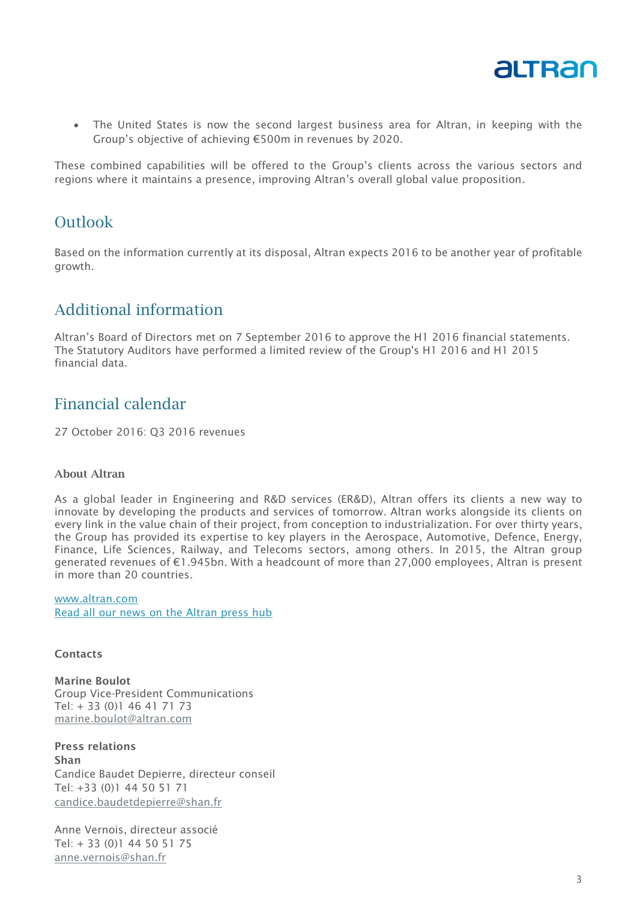- The United States is now the second largest business area for Altran, in keeping with the Group's objective of achieving €500m in revenues by 2020.

These combined capabilities will be offered to the Group's clients across the various sectors and regions where it maintains a presence, improving Altran's overall global value proposition.

## Outlook

Based on the information currently at its disposal, Altran expects 2016 to be another year of profitable growth.

## Additional information

Altran's Board of Directors met on 7 September 2016 to approve the H1 2016 financial statements. The Statutory Auditors have performed a limited review of the Group's H1 2016 and H1 2015 financial data.

## Financial calendar

27 October 2016: Q3 2016 revenues

### About Altran

As a global leader in Engineering and R&D services (ER&D), Altran offers its clients a new way to innovate by developing the products and services of tomorrow. Altran works alongside its clients on every link in the value chain of their project, from conception to industrialization. For over thirty years, the Group has provided its expertise to key players in the Aerospace, Automotive, Defence, Energy, Finance, Life Sciences, Railway, and Telecoms sectors, among others. In 2015, the Altran group generated revenues of €1.945bn. With a headcount of more than 27,000 employees, Altran is present in more than 20 countries.

[www.altran.com](http://www.altran.com)
Read all our news on the Altran press hub

**Contacts**

**Marine Boulot**
Group Vice-President Communications
Tel: + 33 (0)1 46 41 71 73
marine.boulot@altran.com

**Press relations**
**Shan**
Candice Baudet Depierre, directeur conseil
Tel: +33 (0)1 44 50 51 71
candice.baudetdepierre@shan.fr

Anne Vernois, directeur associé
Tel: + 33 (0)1 44 50 51 75
anne.vernois@shan.fr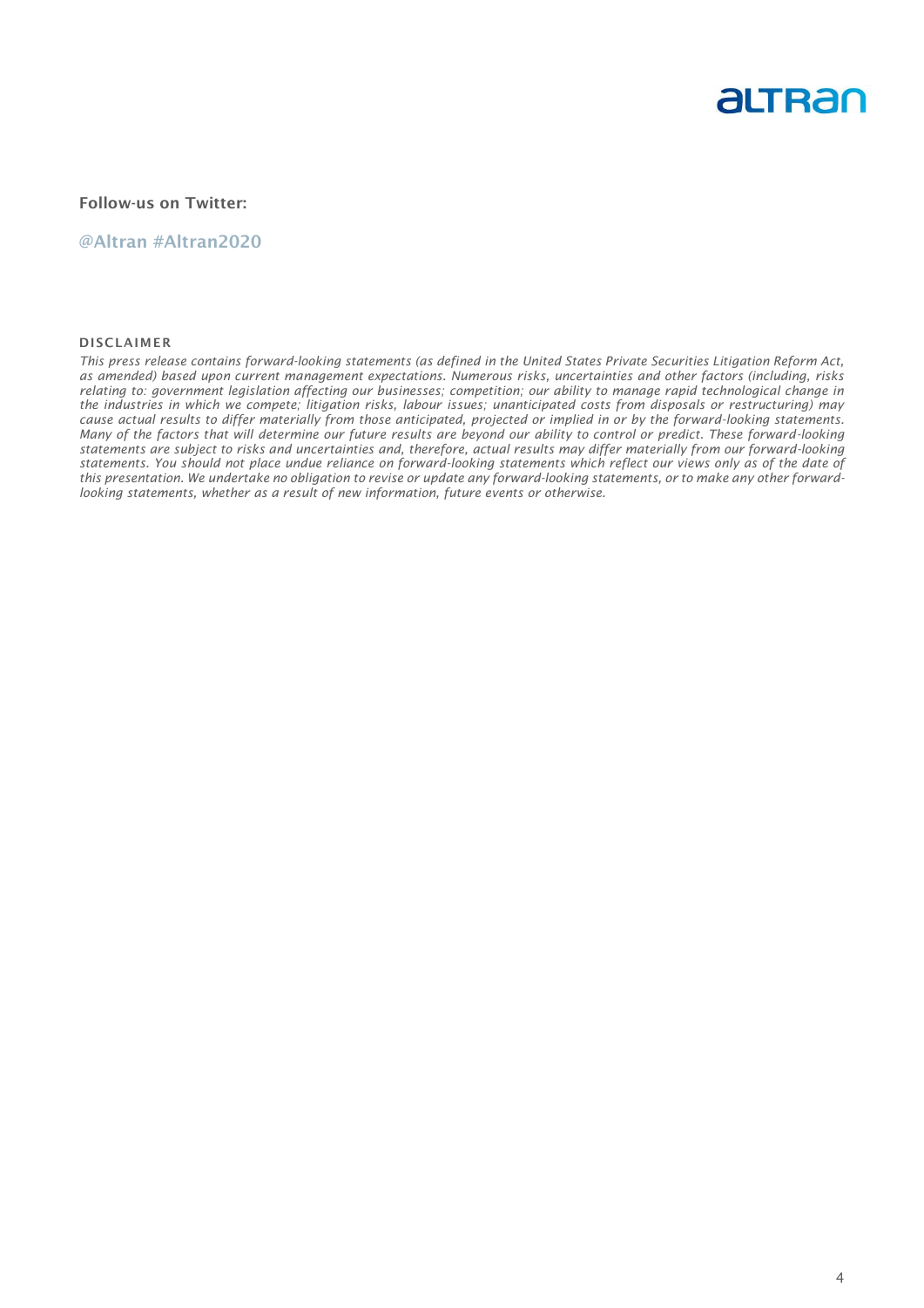**Follow-us on Twitter:**

**@Altran #Altran2020**

**DISCLAIMER**

*This press release contains forward-looking statements (as defined in the United States Private Securities Litigation Reform Act, as amended) based upon current management expectations. Numerous risks, uncertainties and other factors (including, risks relating to: government legislation affecting our businesses; competition; our ability to manage rapid technological change in the industries in which we compete; litigation risks, labour issues; unanticipated costs from disposals or restructuring) may cause actual results to differ materially from those anticipated, projected or implied in or by the forward-looking statements. Many of the factors that will determine our future results are beyond our ability to control or predict. These forward-looking statements are subject to risks and uncertainties and, therefore, actual results may differ materially from our forward-looking statements. You should not place undue reliance on forward-looking statements which reflect our views only as of the date of this presentation. We undertake no obligation to revise or update any forward-looking statements, or to make any other forward-looking statements, whether as a result of new information, future events or otherwise.*